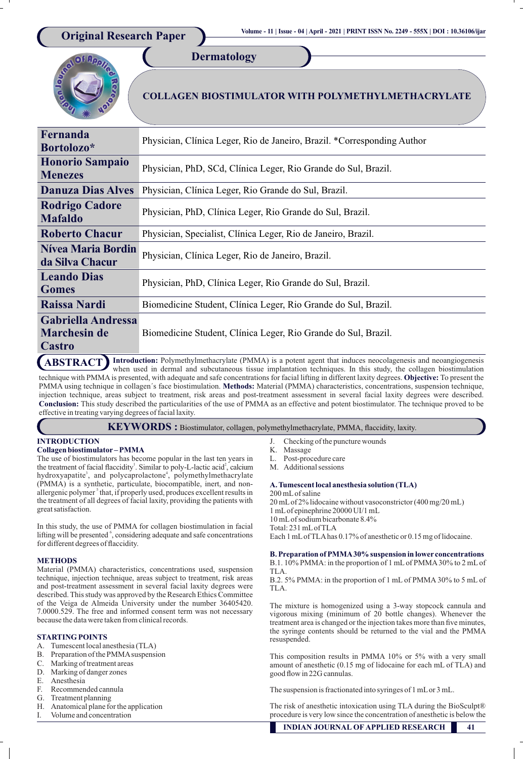Original Research Paper

Dermatology

# COLLAGEN BIOSTIMULATOR WITH POLYMETHYLMETHACRYLATE

| | |
|---|---|
| **Fernanda Bortolozo*** | Physician, Clínica Leger, Rio de Janeiro, Brazil. *Corresponding Author |
| **Honorio Sampaio Menezes** | Physician, PhD, SCd, Clínica Leger, Rio Grande do Sul, Brazil. |
| **Danuza Dias Alves** | Physician, Clínica Leger, Rio Grande do Sul, Brazil. |
| **Rodrigo Cadore Mafaldo** | Physician, PhD, Clínica Leger, Rio Grande do Sul, Brazil. |
| **Roberto Chacur** | Physician, Specialist, Clínica Leger, Rio de Janeiro, Brazil. |
| **Nívea Maria Bordin da Silva Chacur** | Physician, Clínica Leger, Rio de Janeiro, Brazil. |
| **Leando Dias Gomes** | Physician, PhD, Clínica Leger, Rio Grande do Sul, Brazil. |
| **Raissa Nardi** | Biomedicine Student, Clínica Leger, Rio Grande do Sul, Brazil. |
| **Gabriella Andressa Marchesin de Castro** | Biomedicine Student, Clínica Leger, Rio Grande do Sul, Brazil. |

**ABSTRACT** **Introduction:** Polymethylmethacrylate (PMMA) is a potent agent that induces neocolagenesis and neoangiogenesis when used in dermal and subcutaneous tissue implantation techniques. In this study, the collagen biostimulation technique with PMMA is presented, with adequate and safe concentrations for facial lifting in different laxity degrees. **Objective:** To present the PMMA using technique in collagen´s face biostimulation. **Methods:** Material (PMMA) characteristics, concentrations, suspension technique, injection technique, areas subject to treatment, risk areas and post-treatment assessment in several facial laxity degrees were described. **Conclusion:** This study described the particularities of the use of PMMA as an effective and potent biostimulator. The technique proved to be effective in treating varying degrees of facial laxity.

**KEYWORDS :** Biostimulator, collagen, polymethylmethacrylate, PMMA, flaccidity, laxity.

## INTRODUCTION

### Collagen biostimulator – PMMA

The use of biostimulators has become popular in the last ten years in the treatment of facial flaccidity[1]. Similar to poly-L-lactic acid[2], calcium hydroxyapatite[3], and polycaprolactone[4], polymethylmethacrylate (PMMA) is a synthetic, particulate, biocompatible, inert, and non-allergenic polymer[5] that, if properly used, produces excellent results in the treatment of all degrees of facial laxity, providing the patients with great satisfaction.

In this study, the use of PMMA for collagen biostimulation in facial lifting will be presented[6], considering adequate and safe concentrations for different degrees of flaccidity.

## METHODS

Material (PMMA) characteristics, concentrations used, suspension technique, injection technique, areas subject to treatment, risk areas and post-treatment assessment in several facial laxity degrees were described. This study was approved by the Research Ethics Committee of the Veiga de Almeida University under the number 36405420.7.0000.529. The free and informed consent term was not necessary because the data were taken from clinical records.

## STARTING POINTS

A. Tumescent local anesthesia (TLA)
B. Preparation of the PMMA suspension
C. Marking of treatment areas
D. Marking of danger zones
E. Anesthesia
F. Recommended cannula
G. Treatment planning
H. Anatomical plane for the application
I. Volume and concentration
J. Checking of the puncture wounds
K. Massage
L. Post-procedure care
M. Additional sessions

### A. Tumescent local anesthesia solution (TLA)

200 mL of saline
20 mL of 2% lidocaine without vasoconstrictor (400 mg/20 mL)
1 mL of epinephrine 20000 UI/1 mL
10 mL of sodium bicarbonate 8.4%
Total: 231 mL of TLA
Each 1 mL of TLA has 0.17% of anesthetic or 0.15 mg of lidocaine.

### B. Preparation of PMMA 30% suspension in lower concentrations

B.1. 10% PMMA: in the proportion of 1 mL of PMMA 30% to 2 mL of TLA.
B.2. 5% PMMA: in the proportion of 1 mL of PMMA 30% to 5 mL of TLA.

The mixture is homogenized using a 3-way stopcock cannula and vigorous mixing (minimum of 20 bottle changes). Whenever the treatment area is changed or the injection takes more than five minutes, the syringe contents should be returned to the vial and the PMMA resuspended.

This composition results in PMMA 10% or 5% with a very small amount of anesthetic (0.15 mg of lidocaine for each mL of TLA) and good flow in 22G cannulas.

The suspension is fractionated into syringes of 1 mL or 3 mL.

The risk of anesthetic intoxication using TLA during the BioSculpt® procedure is very low since the concentration of anesthetic is below the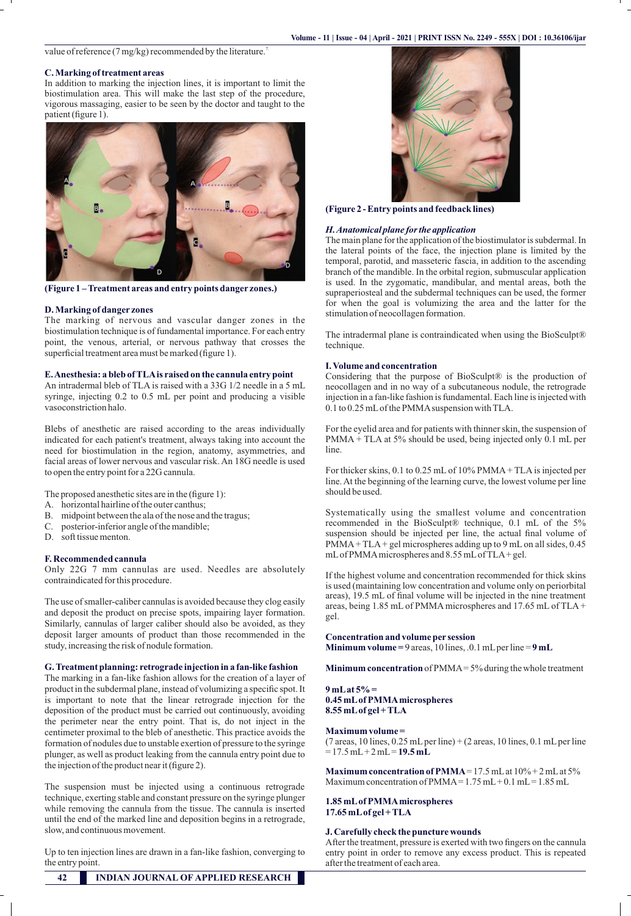value of reference (7 mg/kg) recommended by the literature.[7]

### C. Marking of treatment areas

In addition to marking the injection lines, it is important to limit the biostimulation area. This will make the last step of the procedure, vigorous massaging, easier to be seen by the doctor and taught to the patient (figure 1).

**(Figure 1 – Treatment areas and entry points danger zones.)**

### D. Marking of danger zones

The marking of nervous and vascular danger zones in the biostimulation technique is of fundamental importance. For each entry point, the venous, arterial, or nervous pathway that crosses the superficial treatment area must be marked (figure 1).

### E. Anesthesia: a bleb of TLA is raised on the cannula entry point

An intradermal bleb of TLA is raised with a 33G 1/2 needle in a 5 mL syringe, injecting 0.2 to 0.5 mL per point and producing a visible vasoconstriction halo.

Blebs of anesthetic are raised according to the areas individually indicated for each patient's treatment, always taking into account the need for biostimulation in the region, anatomy, asymmetries, and facial areas of lower nervous and vascular risk. An 18G needle is used to open the entry point for a 22G cannula.

The proposed anesthetic sites are in the (figure 1):

A. horizontal hairline of the outer canthus;
B. midpoint between the ala of the nose and the tragus;
C. posterior-inferior angle of the mandible;
D. soft tissue menton.

### F. Recommended cannula

Only 22G 7 mm cannulas are used. Needles are absolutely contraindicated for this procedure.

The use of smaller-caliber cannulas is avoided because they clog easily and deposit the product on precise spots, impairing layer formation. Similarly, cannulas of larger caliber should also be avoided, as they deposit larger amounts of product than those recommended in the study, increasing the risk of nodule formation.

### G. Treatment planning: retrograde injection in a fan-like fashion

The marking in a fan-like fashion allows for the creation of a layer of product in the subdermal plane, instead of volumizing a specific spot. It is important to note that the linear retrograde injection for the deposition of the product must be carried out continuously, avoiding the perimeter near the entry point. That is, do not inject in the centimeter proximal to the bleb of anesthetic. This practice avoids the formation of nodules due to unstable exertion of pressure to the syringe plunger, as well as product leaking from the cannula entry point due to the injection of the product near it (figure 2).

The suspension must be injected using a continuous retrograde technique, exerting stable and constant pressure on the syringe plunger while removing the cannula from the tissue. The cannula is inserted until the end of the marked line and deposition begins in a retrograde, slow, and continuous movement.

Up to ten injection lines are drawn in a fan-like fashion, converging to the entry point.

**(Figure 2 - Entry points and feedback lines)**

### *H. Anatomical plane for the application*

The main plane for the application of the biostimulator is subdermal. In the lateral points of the face, the injection plane is limited by the temporal, parotid, and masseteric fascia, in addition to the ascending branch of the mandible. In the orbital region, submuscular application is used. In the zygomatic, mandibular, and mental areas, both the supraperiosteal and the subdermal techniques can be used, the former for when the goal is volumizing the area and the latter for the stimulation of neocollagen formation.

The intradermal plane is contraindicated when using the BioSculpt® technique.

### I. Volume and concentration

Considering that the purpose of BioSculpt® is the production of neocollagen and in no way of a subcutaneous nodule, the retrograde injection in a fan-like fashion is fundamental. Each line is injected with 0.1 to 0.25 mL of the PMMA suspension with TLA.

For the eyelid area and for patients with thinner skin, the suspension of PMMA + TLA at 5% should be used, being injected only 0.1 mL per line.

For thicker skins, 0.1 to 0.25 mL of 10% PMMA + TLA is injected per line. At the beginning of the learning curve, the lowest volume per line should be used.

Systematically using the smallest volume and concentration recommended in the BioSculpt® technique, 0.1 mL of the 5% suspension should be injected per line, the actual final volume of PMMA + TLA + gel microspheres adding up to 9 mL on all sides, 0.45 mL of PMMA microspheres and 8.55 mL of TLA + gel.

If the highest volume and concentration recommended for thick skins is used (maintaining low concentration and volume only on periorbital areas), 19.5 mL of final volume will be injected in the nine treatment areas, being 1.85 mL of PMMA microspheres and 17.65 mL of TLA + gel.

**Concentration and volume per session**
**Minimum volume** = 9 areas, 10 lines, .0.1 mL per line = **9 mL**

**Minimum concentration** of PMMA = 5% during the whole treatment

**9 mL at 5% =**
**0.45 mL of PMMA microspheres**
**8.55 mL of gel + TLA**

**Maximum volume =**
(7 areas, 10 lines, 0.25 mL per line) + (2 areas, 10 lines, 0.1 mL per line = 17.5 mL + 2 mL = **19.5 mL**

**Maximum concentration of PMMA** = 17.5 mL at 10% + 2 mL at 5%
Maximum concentration of PMMA = 1.75 mL + 0.1 mL = 1.85 mL

**1.85 mL of PMMA microspheres**
**17.65 mL of gel + TLA**

### J. Carefully check the puncture wounds

After the treatment, pressure is exerted with two fingers on the cannula entry point in order to remove any excess product. This is repeated after the treatment of each area.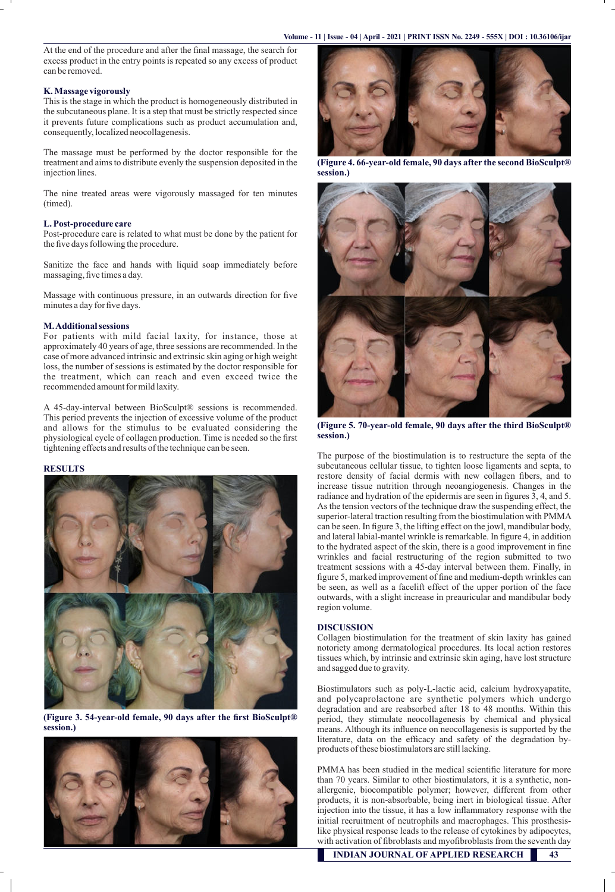At the end of the procedure and after the final massage, the search for excess product in the entry points is repeated so any excess of product can be removed.

**K. Massage vigorously**

This is the stage in which the product is homogeneously distributed in the subcutaneous plane. It is a step that must be strictly respected since it prevents future complications such as product accumulation and, consequently, localized neocollagenesis.

The massage must be performed by the doctor responsible for the treatment and aims to distribute evenly the suspension deposited in the injection lines.

The nine treated areas were vigorously massaged for ten minutes (timed).

**L. Post-procedure care**

Post-procedure care is related to what must be done by the patient for the five days following the procedure.

Sanitize the face and hands with liquid soap immediately before massaging, five times a day.

Massage with continuous pressure, in an outwards direction for five minutes a day for five days.

**M. Additional sessions**

For patients with mild facial laxity, for instance, those at approximately 40 years of age, three sessions are recommended. In the case of more advanced intrinsic and extrinsic skin aging or high weight loss, the number of sessions is estimated by the doctor responsible for the treatment, which can reach and even exceed twice the recommended amount for mild laxity.

A 45-day-interval between BioSculpt® sessions is recommended. This period prevents the injection of excessive volume of the product and allows for the stimulus to be evaluated considering the physiological cycle of collagen production. Time is needed so the first tightening effects and results of the technique can be seen.

## RESULTS

**(Figure 3. 54-year-old female, 90 days after the first BioSculpt® session.)**

**(Figure 4. 66-year-old female, 90 days after the second BioSculpt® session.)**

**(Figure 5. 70-year-old female, 90 days after the third BioSculpt® session.)**

The purpose of the biostimulation is to restructure the septa of the subcutaneous cellular tissue, to tighten loose ligaments and septa, to restore density of facial dermis with new collagen fibers, and to increase tissue nutrition through neoangiogenesis. Changes in the radiance and hydration of the epidermis are seen in figures 3, 4, and 5. As the tension vectors of the technique draw the suspending effect, the superior-lateral traction resulting from the biostimulation with PMMA can be seen. In figure 3, the lifting effect on the jowl, mandibular body, and lateral labial-mantel wrinkle is remarkable. In figure 4, in addition to the hydrated aspect of the skin, there is a good improvement in fine wrinkles and facial restructuring of the region submitted to two treatment sessions with a 45-day interval between them. Finally, in figure 5, marked improvement of fine and medium-depth wrinkles can be seen, as well as a facelift effect of the upper portion of the face outwards, with a slight increase in preauricular and mandibular body region volume.

## DISCUSSION

Collagen biostimulation for the treatment of skin laxity has gained notoriety among dermatological procedures. Its local action restores tissues which, by intrinsic and extrinsic skin aging, have lost structure and sagged due to gravity.

Biostimulators such as poly-L-lactic acid, calcium hydroxyapatite, and polycaprolactone are synthetic polymers which undergo degradation and are reabsorbed after 18 to 48 months. Within this period, they stimulate neocollagenesis by chemical and physical means. Although its influence on neocollagenesis is supported by the literature, data on the efficacy and safety of the degradation by-products of these biostimulators are still lacking.

PMMA has been studied in the medical scientific literature for more than 70 years. Similar to other biostimulators, it is a synthetic, non-allergenic, biocompatible polymer; however, different from other products, it is non-absorbable, being inert in biological tissue. After injection into the tissue, it has a low inflammatory response with the initial recruitment of neutrophils and macrophages. This prosthesis-like physical response leads to the release of cytokines by adipocytes, with activation of fibroblasts and myofibroblasts from the seventh day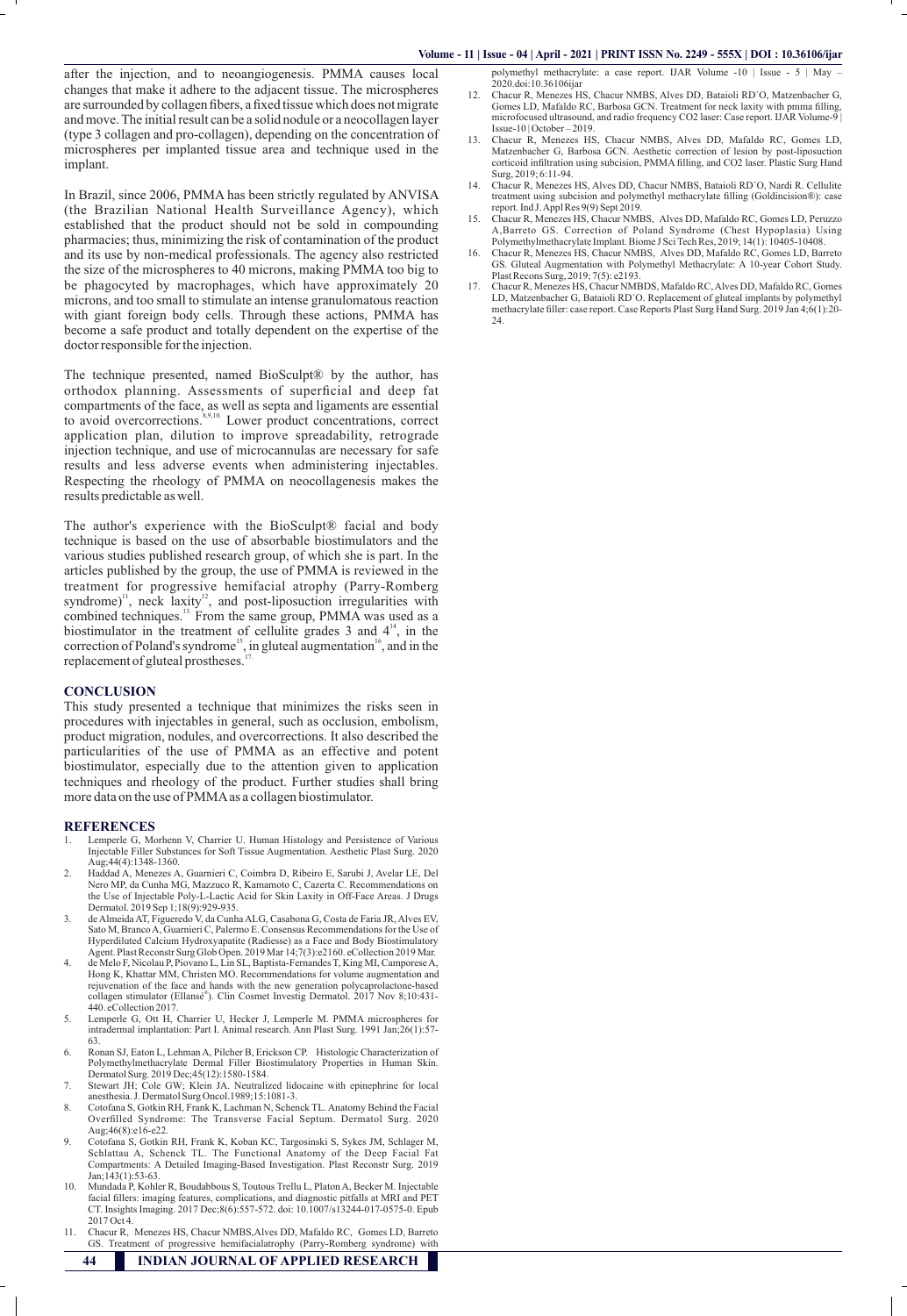after the injection, and to neoangiogenesis. PMMA causes local changes that make it adhere to the adjacent tissue. The microspheres are surrounded by collagen fibers, a fixed tissue which does not migrate and move. The initial result can be a solid nodule or a neocollagen layer (type 3 collagen and pro-collagen), depending on the concentration of microspheres per implanted tissue area and technique used in the implant.

In Brazil, since 2006, PMMA has been strictly regulated by ANVISA (the Brazilian National Health Surveillance Agency), which established that the product should not be sold in compounding pharmacies; thus, minimizing the risk of contamination of the product and its use by non-medical professionals. The agency also restricted the size of the microspheres to 40 microns, making PMMA too big to be phagocyted by macrophages, which have approximately 20 microns, and too small to stimulate an intense granulomatous reaction with giant foreign body cells. Through these actions, PMMA has become a safe product and totally dependent on the expertise of the doctor responsible for the injection.

The technique presented, named BioSculpt® by the author, has orthodox planning. Assessments of superficial and deep fat compartments of the face, as well as septa and ligaments are essential to avoid overcorrections.[8,9,10] Lower product concentrations, correct application plan, dilution to improve spreadability, retrograde injection technique, and use of microcannulas are necessary for safe results and less adverse events when administering injectables. Respecting the rheology of PMMA on neocollagenesis makes the results predictable as well.

The author's experience with the BioSculpt® facial and body technique is based on the use of absorbable biostimulators and the various studies published research group, of which she is part. In the articles published by the group, the use of PMMA is reviewed in the treatment for progressive hemifacial atrophy (Parry-Romberg syndrome)[11], neck laxity[12], and post-liposuction irregularities with combined techniques.[13] From the same group, PMMA was used as a biostimulator in the treatment of cellulite grades 3 and 4[14], in the correction of Poland's syndrome[15], in gluteal augmentation[16], and in the replacement of gluteal prostheses.[17]

## CONCLUSION

This study presented a technique that minimizes the risks seen in procedures with injectables in general, such as occlusion, embolism, product migration, nodules, and overcorrections. It also described the particularities of the use of PMMA as an effective and potent biostimulator, especially due to the attention given to application techniques and rheology of the product. Further studies shall bring more data on the use of PMMA as a collagen biostimulator.

## REFERENCES

1. Lemperle G, Morhenn V, Charrier U. Human Histology and Persistence of Various Injectable Filler Substances for Soft Tissue Augmentation. Aesthetic Plast Surg. 2020 Aug;44(4):1348-1360.
2. Haddad A, Menezes A, Guarnieri C, Coimbra D, Ribeiro E, Sarubi J, Avelar LE, Del Nero MP, da Cunha MG, Mazzuco R, Kamamoto C, Cazerta C. Recommendations on the Use of Injectable Poly-L-Lactic Acid for Skin Laxity in Off-Face Areas. J Drugs Dermatol. 2019 Sep 1;18(9):929-935.
3. de Almeida AT, Figueredo V, da Cunha ALG, Casabona G, Costa de Faria JR, Alves EV, Sato M, Branco A, Guarnieri C, Palermo E. Consensus Recommendations for the Use of Hyperdiluted Calcium Hydroxyapatite (Radiesse) as a Face and Body Biostimulatory Agent. Plast Reconstr Surg Glob Open. 2019 Mar 14;7(3):e2160. eCollection 2019 Mar.
4. de Melo F, Nicolau P, Piovano L, Lin SL, Baptista-Fernandes T, King MI, Camporese A, Hong K, Khattar MM, Christen MO. Recommendations for volume augmentation and rejuvenation of the face and hands with the new generation polycaprolactone-based collagen stimulator (Ellansé®). Clin Cosmet Investig Dermatol. 2017 Nov 8;10:431-440. eCollection 2017.
5. Lemperle G, Ott H, Charrier U, Hecker J, Lemperle M. PMMA microspheres for intradermal implantation: Part I. Animal research. Ann Plast Surg. 1991 Jan;26(1):57-63.
6. Ronan SJ, Eaton L, Lehman A, Pilcher B, Erickson CP. Histologic Characterization of Polymethylmethacrylate Dermal Filler Biostimulatory Properties in Human Skin. Dermatol Surg. 2019 Dec;45(12):1580-1584.
7. Stewart JH; Cole GW; Klein JA. Neutralized lidocaine with epinephrine for local anesthesia. J. Dermatol Surg Oncol.1989;15:1081-3.
8. Cotofana S, Gotkin RH, Frank K, Lachman N, Schenck TL. Anatomy Behind the Facial Overfilled Syndrome: The Transverse Facial Septum. Dermatol Surg. 2020 Aug;46(8):e16-e22.
9. Cotofana S, Gotkin RH, Frank K, Koban KC, Targosinski S, Sykes JM, Schlager M, Schlattau A, Schenck TL. The Functional Anatomy of the Deep Facial Fat Compartments: A Detailed Imaging-Based Investigation. Plast Reconstr Surg. 2019 Jan;143(1):53-63.
10. Mundada P, Kohler R, Boudabbous S, Toutous Trellu L, Platon A, Becker M. Injectable facial fillers: imaging features, complications, and diagnostic pitfalls at MRI and PET CT. Insights Imaging. 2017 Dec;8(6):557-572. doi: 10.1007/s13244-017-0575-0. Epub 2017 Oct 4.
11. Chacur R, Menezes HS, Chacur NMBS,Alves DD, Mafaldo RC, Gomes LD, Barreto GS. Treatment of progressive hemifacialatrophy (Parry-Romberg syndrome) with polymethyl methacrylate: a case report. IJAR Volume -10 | Issue - 5 | May – 2020.doi:10.36106ijar
12. Chacur R, Menezes HS, Chacur NMBS, Alves DD, Bataioli RD´O, Matzenbacher G, Gomes LD, Mafaldo RC, Barbosa GCN. Treatment for neck laxity with pmma filling, microfocused ultrasound, and radio frequency CO2 laser: Case report. IJAR Volume-9 | Issue-10 | October – 2019.
13. Chacur R, Menezes HS, Chacur NMBS, Alves DD, Mafaldo RC, Gomes LD, Matzenbacher G, Barbosa GCN. Aesthetic correction of lesion by post-liposuction corticoid infiltration using subcision, PMMA filling, and CO2 laser. Plastic Surg Hand Surg, 2019; 6:11-94.
14. Chacur R, Menezes HS, Alves DD, Chacur NMBS, Bataioli RD´O, Nardi R. Cellulite treatment using subcision and polymethyl methacrylate filling (Goldincision®): case report. Ind J. Appl Res 9(9) Sept 2019.
15. Chacur R, Menezes HS, Chacur NMBS, Alves DD, Mafaldo RC, Gomes LD, Peruzzo A,Barreto GS. Correction of Poland Syndrome (Chest Hypoplasia) Using Polymethylmethacrylate Implant. Biome J Sci Tech Res, 2019; 14(1): 10405-10408.
16. Chacur R, Menezes HS, Chacur NMBS, Alves DD, Mafaldo RC, Gomes LD, Barreto GS. Gluteal Augmentation with Polymethyl Methacrylate: A 10-year Cohort Study. Plast Recons Surg, 2019; 7(5): e2193.
17. Chacur R, Menezes HS, Chacur NMBDS, Mafaldo RC, Alves DD, Mafaldo RC, Gomes LD, Matzenbacher G, Bataioli RD´O. Replacement of gluteal implants by polymethyl methacrylate filler: case report. Case Reports Plast Surg Hand Surg. 2019 Jan 4;6(1):20-24.